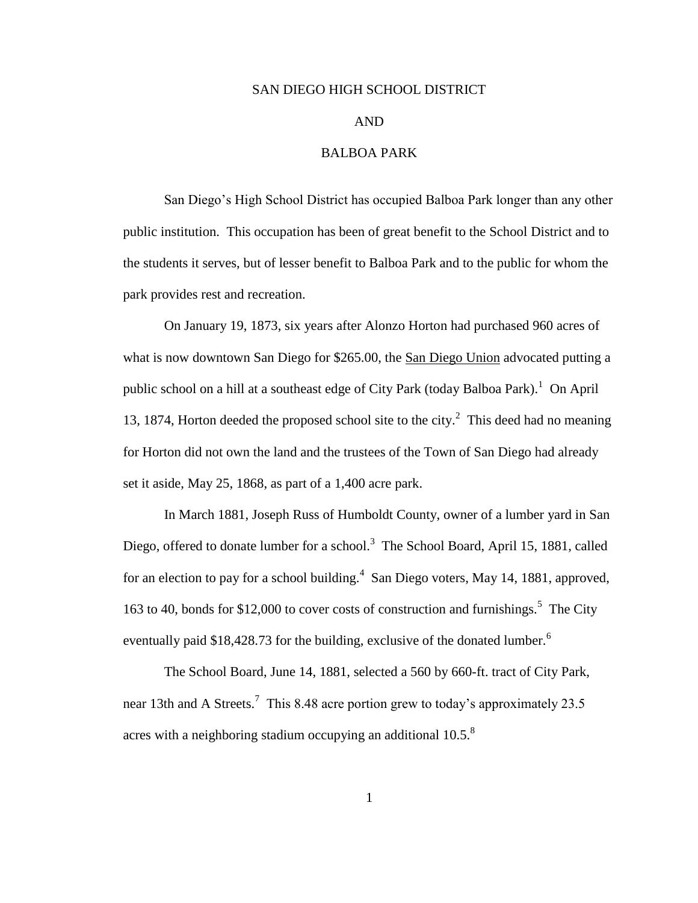# SAN DIEGO HIGH SCHOOL DISTRICT

# AND

# BALBOA PARK

San Diego's High School District has occupied Balboa Park longer than any other public institution. This occupation has been of great benefit to the School District and to the students it serves, but of lesser benefit to Balboa Park and to the public for whom the park provides rest and recreation.

On January 19, 1873, six years after Alonzo Horton had purchased 960 acres of what is now downtown San Diego for $265.00, the San Diego Union advocated putting a public school on a hill at a southeast edge of City Park (today Balboa Park).[1] On April 13, 1874, Horton deeded the proposed school site to the city.[2] This deed had no meaning for Horton did not own the land and the trustees of the Town of San Diego had already set it aside, May 25, 1868, as part of a 1,400 acre park.

In March 1881, Joseph Russ of Humboldt County, owner of a lumber yard in San Diego, offered to donate lumber for a school.[3] The School Board, April 15, 1881, called for an election to pay for a school building.[4] San Diego voters, May 14, 1881, approved, 163 to 40, bonds for $12,000 to cover costs of construction and furnishings.[5] The City eventually paid $18,428.73 for the building, exclusive of the donated lumber.[6]

The School Board, June 14, 1881, selected a 560 by 660-ft. tract of City Park, near 13th and A Streets.[7] This 8.48 acre portion grew to today's approximately 23.5 acres with a neighboring stadium occupying an additional 10.5.[8]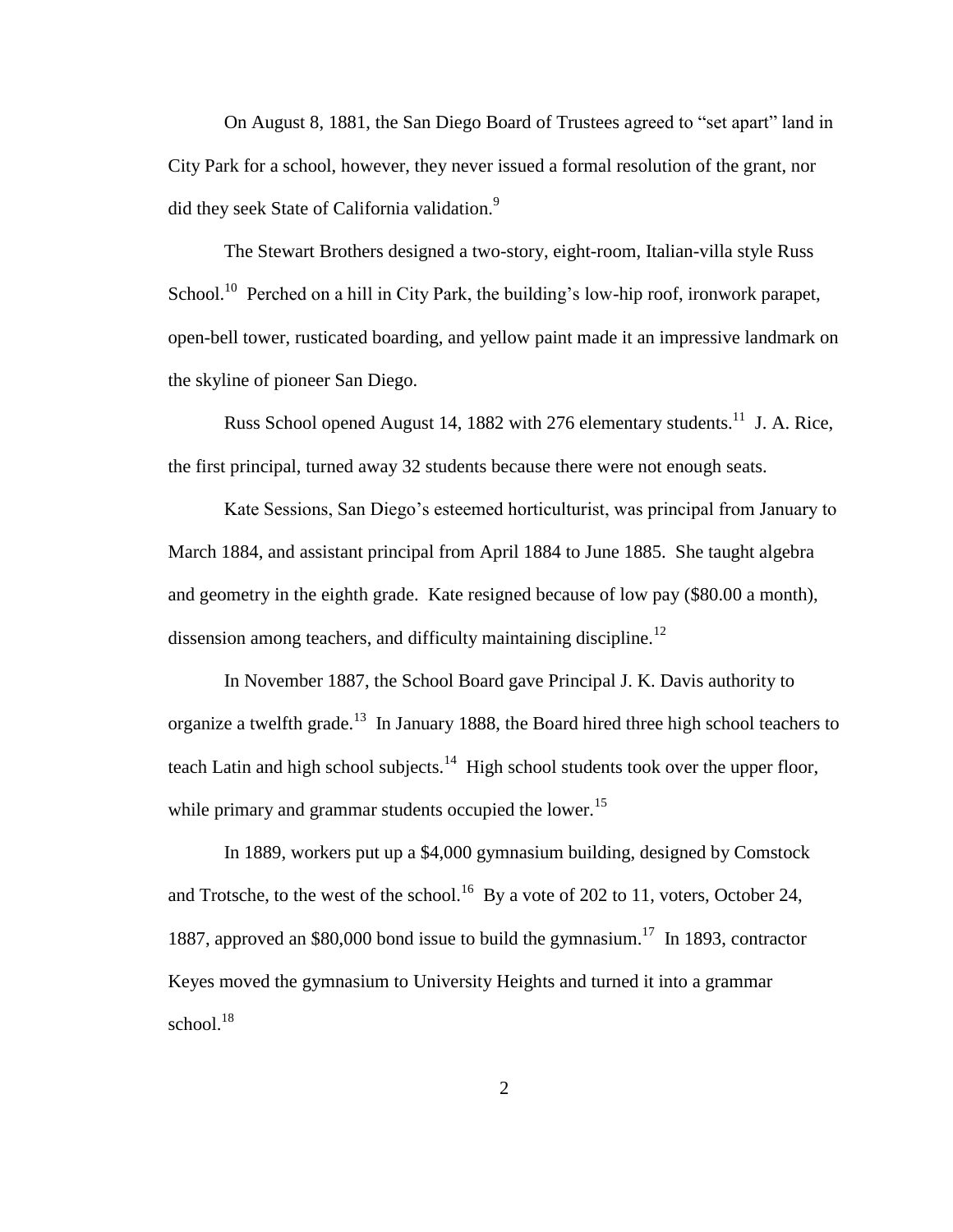On August 8, 1881, the San Diego Board of Trustees agreed to “set apart” land in City Park for a school, however, they never issued a formal resolution of the grant, nor did they seek State of California validation.[9]

The Stewart Brothers designed a two-story, eight-room, Italian-villa style Russ School.[10] Perched on a hill in City Park, the building’s low-hip roof, ironwork parapet, open-bell tower, rusticated boarding, and yellow paint made it an impressive landmark on the skyline of pioneer San Diego.

Russ School opened August 14, 1882 with 276 elementary students.[11] J. A. Rice, the first principal, turned away 32 students because there were not enough seats.

Kate Sessions, San Diego’s esteemed horticulturist, was principal from January to March 1884, and assistant principal from April 1884 to June 1885. She taught algebra and geometry in the eighth grade. Kate resigned because of low pay ($80.00 a month), dissension among teachers, and difficulty maintaining discipline.[12]

In November 1887, the School Board gave Principal J. K. Davis authority to organize a twelfth grade.[13] In January 1888, the Board hired three high school teachers to teach Latin and high school subjects.[14] High school students took over the upper floor, while primary and grammar students occupied the lower.[15]

In 1889, workers put up a $4,000 gymnasium building, designed by Comstock and Trotsche, to the west of the school.[16] By a vote of 202 to 11, voters, October 24, 1887, approved an $80,000 bond issue to build the gymnasium.[17] In 1893, contractor Keyes moved the gymnasium to University Heights and turned it into a grammar school.[18]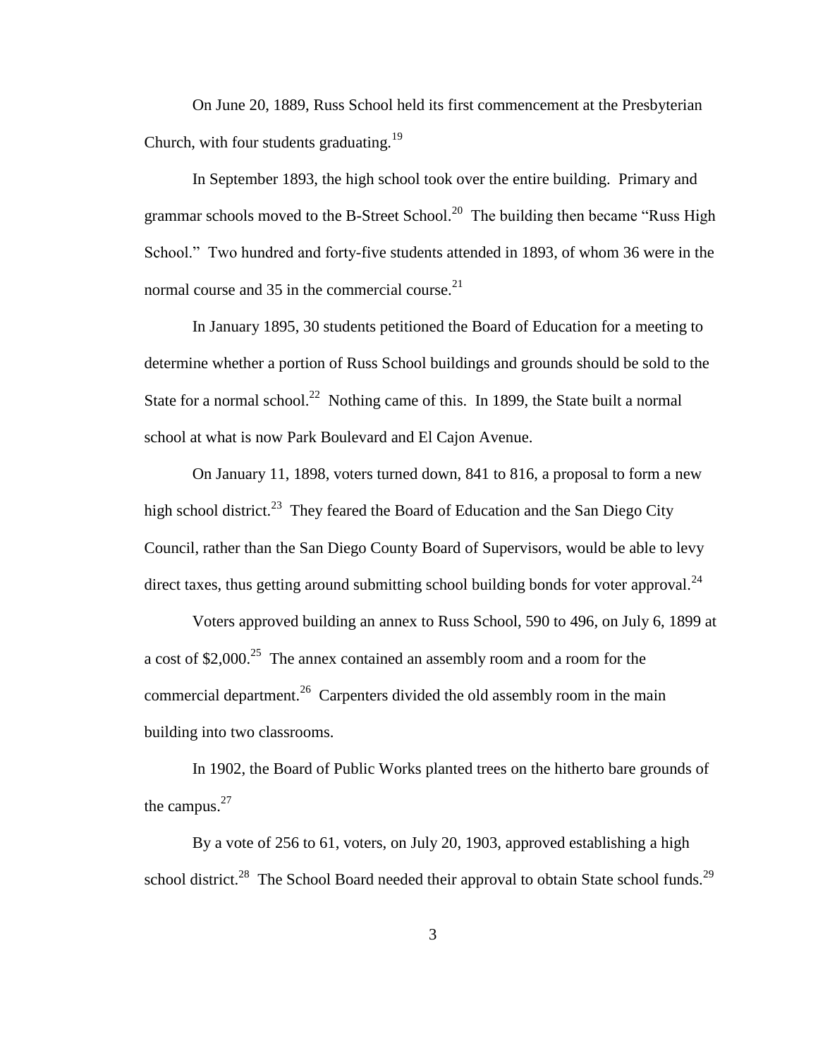On June 20, 1889, Russ School held its first commencement at the Presbyterian Church, with four students graduating.[19]

In September 1893, the high school took over the entire building. Primary and grammar schools moved to the B-Street School.[20] The building then became "Russ High School." Two hundred and forty-five students attended in 1893, of whom 36 were in the normal course and 35 in the commercial course.[21]

In January 1895, 30 students petitioned the Board of Education for a meeting to determine whether a portion of Russ School buildings and grounds should be sold to the State for a normal school.[22] Nothing came of this. In 1899, the State built a normal school at what is now Park Boulevard and El Cajon Avenue.

On January 11, 1898, voters turned down, 841 to 816, a proposal to form a new high school district.[23] They feared the Board of Education and the San Diego City Council, rather than the San Diego County Board of Supervisors, would be able to levy direct taxes, thus getting around submitting school building bonds for voter approval.[24]

Voters approved building an annex to Russ School, 590 to 496, on July 6, 1899 at a cost of $2,000.[25] The annex contained an assembly room and a room for the commercial department.[26] Carpenters divided the old assembly room in the main building into two classrooms.

In 1902, the Board of Public Works planted trees on the hitherto bare grounds of the campus.[27]

By a vote of 256 to 61, voters, on July 20, 1903, approved establishing a high school district.[28] The School Board needed their approval to obtain State school funds.[29]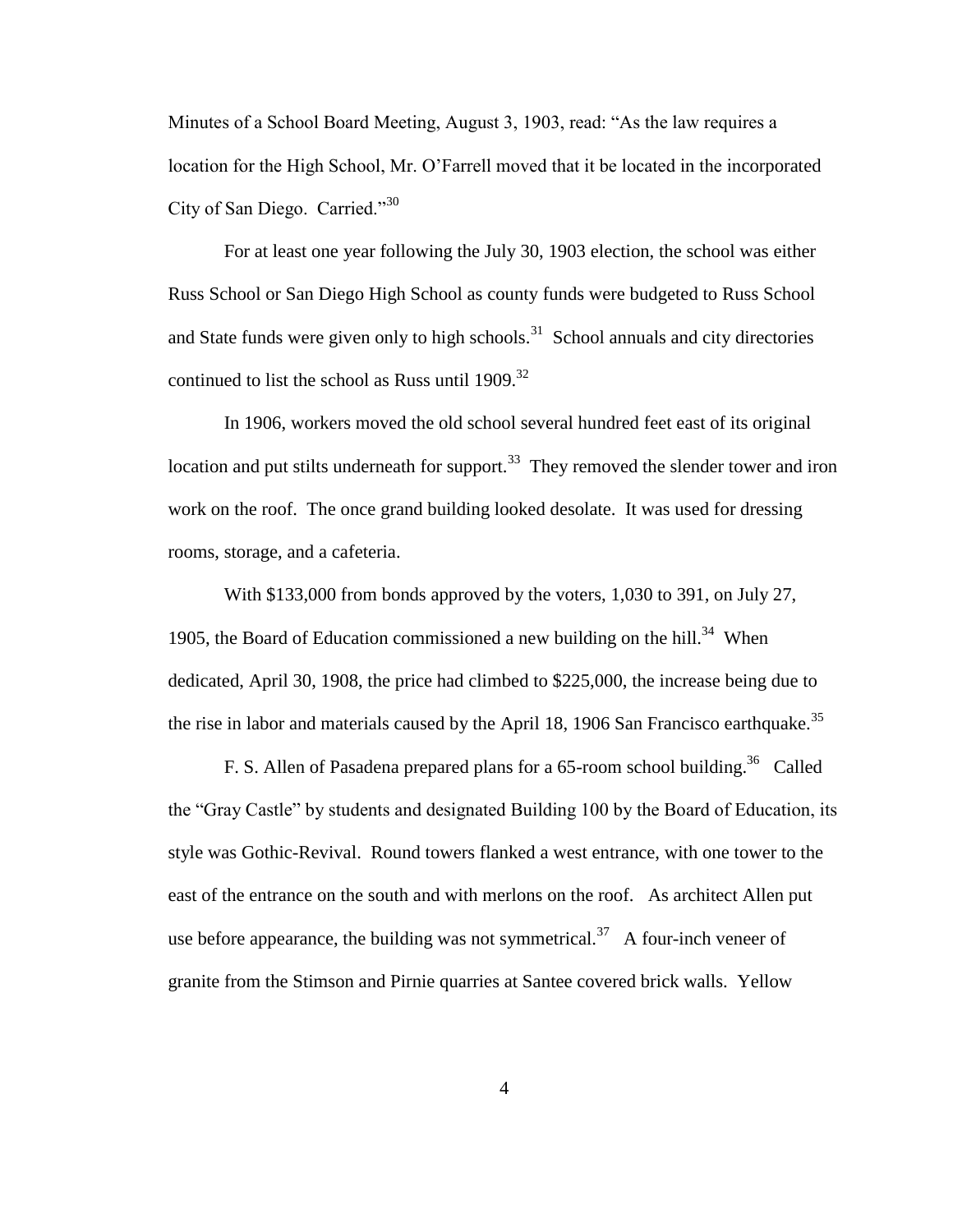Minutes of a School Board Meeting, August 3, 1903, read: "As the law requires a location for the High School, Mr. O'Farrell moved that it be located in the incorporated City of San Diego. Carried."[30]

For at least one year following the July 30, 1903 election, the school was either Russ School or San Diego High School as county funds were budgeted to Russ School and State funds were given only to high schools.[31] School annuals and city directories continued to list the school as Russ until 1909.[32]

In 1906, workers moved the old school several hundred feet east of its original location and put stilts underneath for support.[33] They removed the slender tower and iron work on the roof. The once grand building looked desolate. It was used for dressing rooms, storage, and a cafeteria.

With $133,000 from bonds approved by the voters, 1,030 to 391, on July 27, 1905, the Board of Education commissioned a new building on the hill.[34] When dedicated, April 30, 1908, the price had climbed to $225,000, the increase being due to the rise in labor and materials caused by the April 18, 1906 San Francisco earthquake.[35]

F. S. Allen of Pasadena prepared plans for a 65-room school building.[36] Called the "Gray Castle" by students and designated Building 100 by the Board of Education, its style was Gothic-Revival. Round towers flanked a west entrance, with one tower to the east of the entrance on the south and with merlons on the roof. As architect Allen put use before appearance, the building was not symmetrical.[37] A four-inch veneer of granite from the Stimson and Pirnie quarries at Santee covered brick walls. Yellow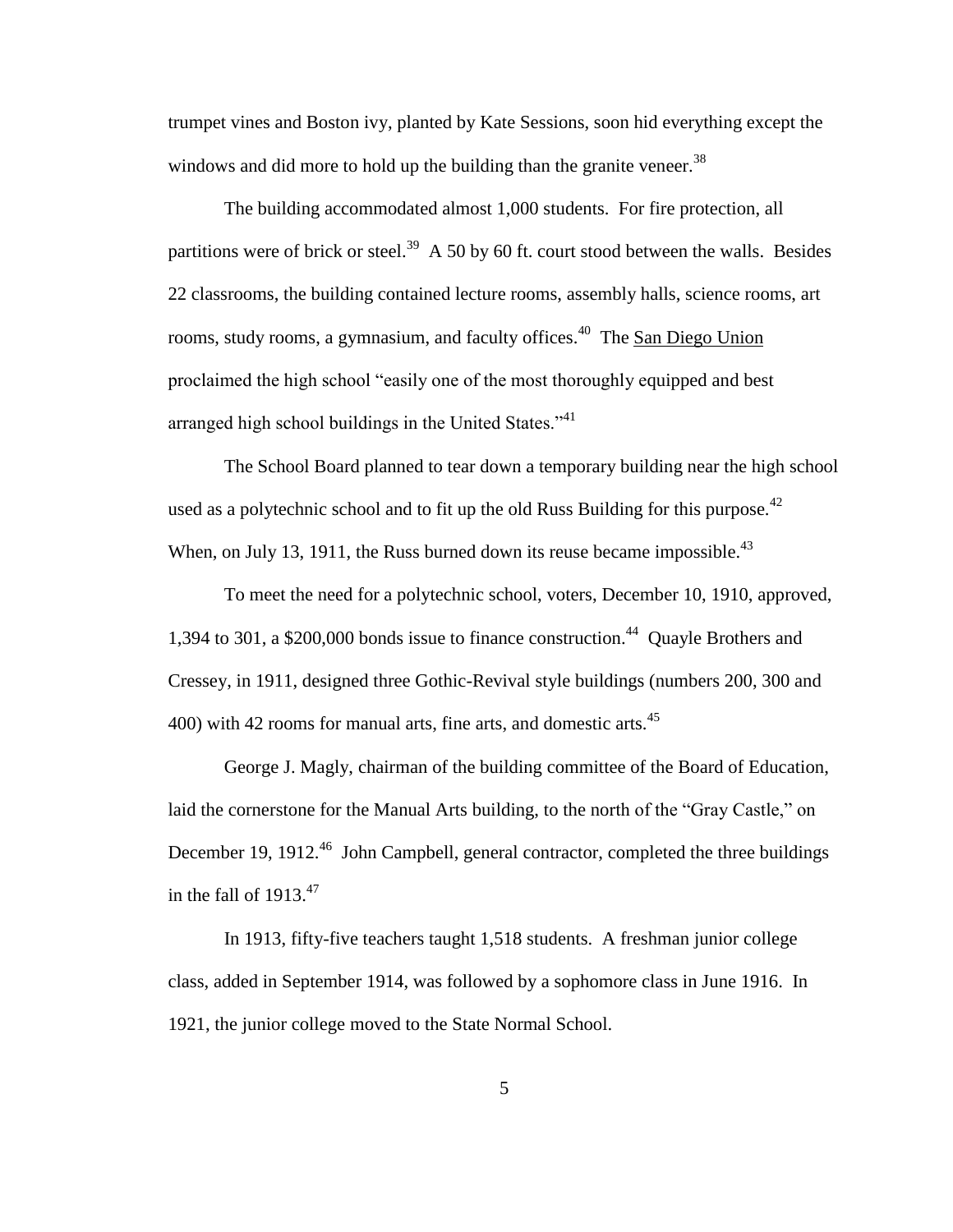trumpet vines and Boston ivy, planted by Kate Sessions, soon hid everything except the windows and did more to hold up the building than the granite veneer.[38]

The building accommodated almost 1,000 students. For fire protection, all partitions were of brick or steel.[39] A 50 by 60 ft. court stood between the walls. Besides 22 classrooms, the building contained lecture rooms, assembly halls, science rooms, art rooms, study rooms, a gymnasium, and faculty offices.[40] The San Diego Union proclaimed the high school "easily one of the most thoroughly equipped and best arranged high school buildings in the United States."[41]

The School Board planned to tear down a temporary building near the high school used as a polytechnic school and to fit up the old Russ Building for this purpose.[42] When, on July 13, 1911, the Russ burned down its reuse became impossible.[43]

To meet the need for a polytechnic school, voters, December 10, 1910, approved, 1,394 to 301, a $200,000 bonds issue to finance construction.[44] Quayle Brothers and Cressey, in 1911, designed three Gothic-Revival style buildings (numbers 200, 300 and 400) with 42 rooms for manual arts, fine arts, and domestic arts.[45]

George J. Magly, chairman of the building committee of the Board of Education, laid the cornerstone for the Manual Arts building, to the north of the "Gray Castle," on December 19, 1912.[46] John Campbell, general contractor, completed the three buildings in the fall of 1913.[47]

In 1913, fifty-five teachers taught 1,518 students. A freshman junior college class, added in September 1914, was followed by a sophomore class in June 1916. In 1921, the junior college moved to the State Normal School.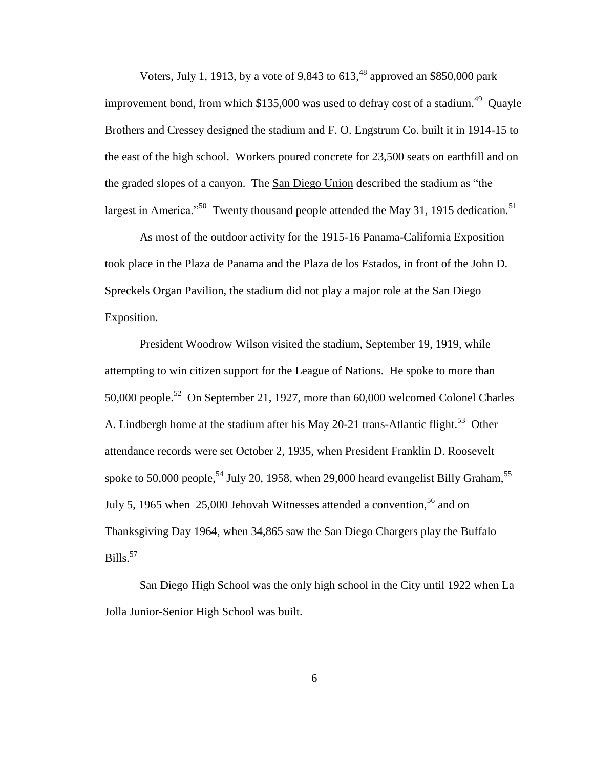Voters, July 1, 1913, by a vote of 9,843 to 613,[48] approved an $850,000 park improvement bond, from which $135,000 was used to defray cost of a stadium.[49] Quayle Brothers and Cressey designed the stadium and F. O. Engstrum Co. built it in 1914-15 to the east of the high school. Workers poured concrete for 23,500 seats on earthfill and on the graded slopes of a canyon. The San Diego Union described the stadium as "the largest in America."[50] Twenty thousand people attended the May 31, 1915 dedication.[51]

As most of the outdoor activity for the 1915-16 Panama-California Exposition took place in the Plaza de Panama and the Plaza de los Estados, in front of the John D. Spreckels Organ Pavilion, the stadium did not play a major role at the San Diego Exposition.

President Woodrow Wilson visited the stadium, September 19, 1919, while attempting to win citizen support for the League of Nations. He spoke to more than 50,000 people.[52] On September 21, 1927, more than 60,000 welcomed Colonel Charles A. Lindbergh home at the stadium after his May 20-21 trans-Atlantic flight.[53] Other attendance records were set October 2, 1935, when President Franklin D. Roosevelt spoke to 50,000 people,[54] July 20, 1958, when 29,000 heard evangelist Billy Graham,[55] July 5, 1965 when 25,000 Jehovah Witnesses attended a convention,[56] and on Thanksgiving Day 1964, when 34,865 saw the San Diego Chargers play the Buffalo Bills.[57]

San Diego High School was the only high school in the City until 1922 when La Jolla Junior-Senior High School was built.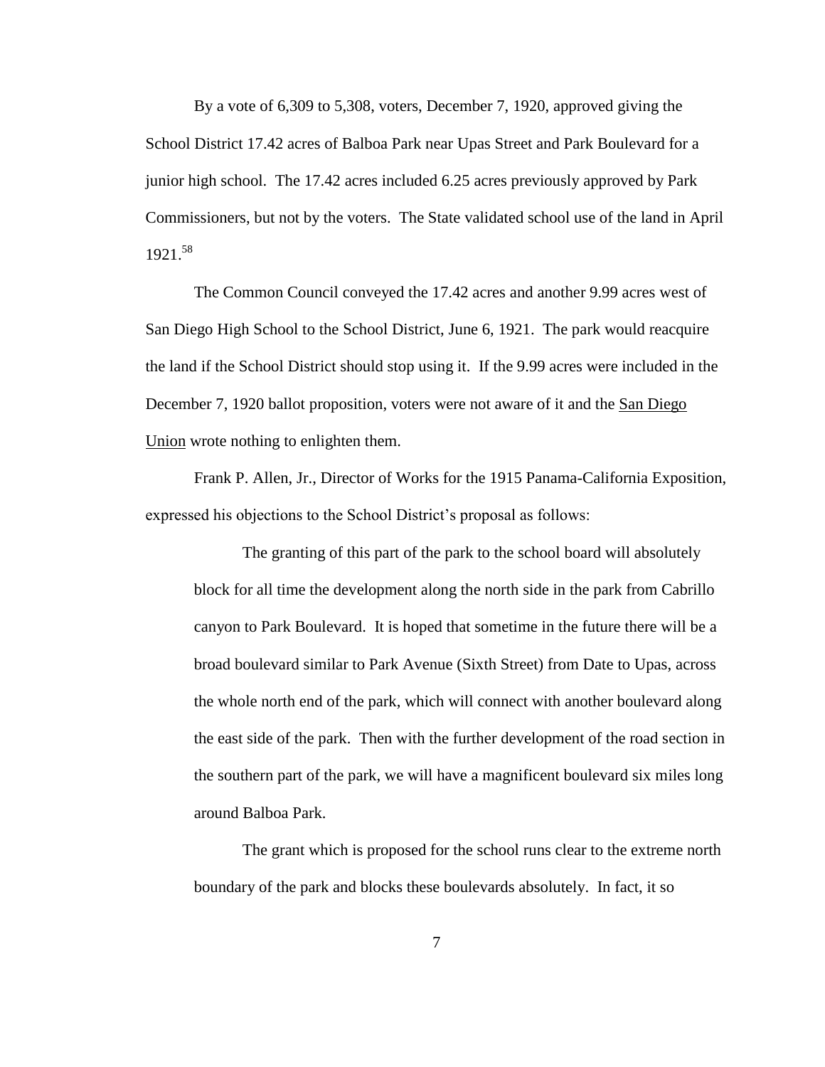By a vote of 6,309 to 5,308, voters, December 7, 1920, approved giving the School District 17.42 acres of Balboa Park near Upas Street and Park Boulevard for a junior high school. The 17.42 acres included 6.25 acres previously approved by Park Commissioners, but not by the voters. The State validated school use of the land in April 1921.[58]

The Common Council conveyed the 17.42 acres and another 9.99 acres west of San Diego High School to the School District, June 6, 1921. The park would reacquire the land if the School District should stop using it. If the 9.99 acres were included in the December 7, 1920 ballot proposition, voters were not aware of it and the San Diego Union wrote nothing to enlighten them.

Frank P. Allen, Jr., Director of Works for the 1915 Panama-California Exposition, expressed his objections to the School District's proposal as follows:

> The granting of this part of the park to the school board will absolutely block for all time the development along the north side in the park from Cabrillo canyon to Park Boulevard. It is hoped that sometime in the future there will be a broad boulevard similar to Park Avenue (Sixth Street) from Date to Upas, across the whole north end of the park, which will connect with another boulevard along the east side of the park. Then with the further development of the road section in the southern part of the park, we will have a magnificent boulevard six miles long around Balboa Park.
>
> The grant which is proposed for the school runs clear to the extreme north boundary of the park and blocks these boulevards absolutely. In fact, it so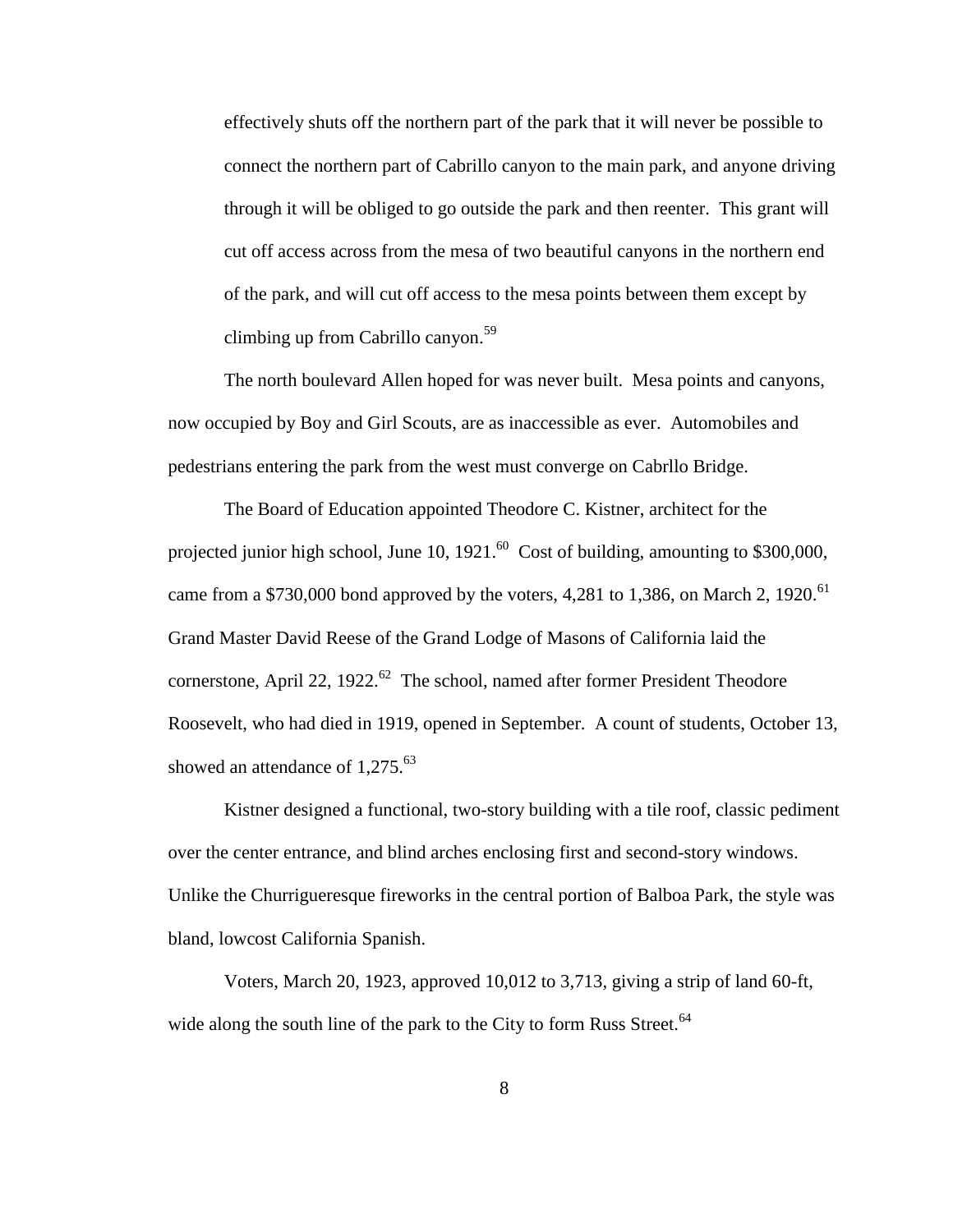> effectively shuts off the northern part of the park that it will never be possible to connect the northern part of Cabrillo canyon to the main park, and anyone driving through it will be obliged to go outside the park and then reenter. This grant will cut off access across from the mesa of two beautiful canyons in the northern end of the park, and will cut off access to the mesa points between them except by climbing up from Cabrillo canyon.[59]

The north boulevard Allen hoped for was never built. Mesa points and canyons, now occupied by Boy and Girl Scouts, are as inaccessible as ever. Automobiles and pedestrians entering the park from the west must converge on Cabrllo Bridge.

The Board of Education appointed Theodore C. Kistner, architect for the projected junior high school, June 10, 1921.[60] Cost of building, amounting to $300,000, came from a $730,000 bond approved by the voters, 4,281 to 1,386, on March 2, 1920.[61] Grand Master David Reese of the Grand Lodge of Masons of California laid the cornerstone, April 22, 1922.[62] The school, named after former President Theodore Roosevelt, who had died in 1919, opened in September. A count of students, October 13, showed an attendance of 1,275.[63]

Kistner designed a functional, two-story building with a tile roof, classic pediment over the center entrance, and blind arches enclosing first and second-story windows. Unlike the Churrigueresque fireworks in the central portion of Balboa Park, the style was bland, lowcost California Spanish.

Voters, March 20, 1923, approved 10,012 to 3,713, giving a strip of land 60-ft, wide along the south line of the park to the City to form Russ Street.[64]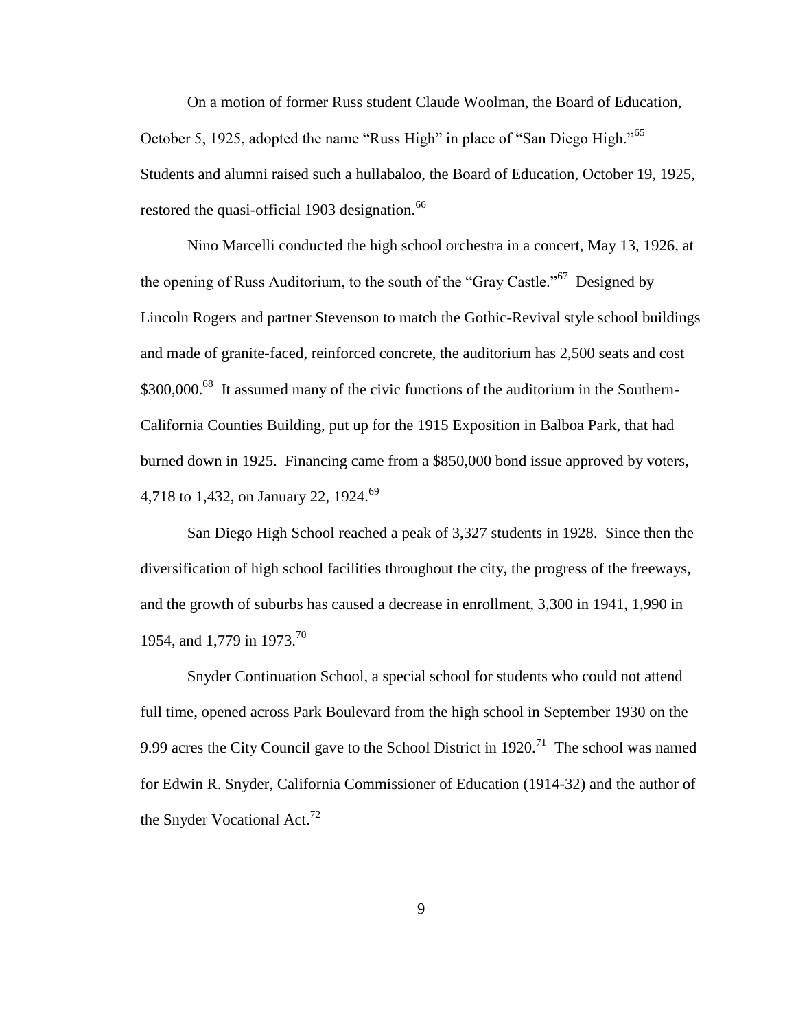On a motion of former Russ student Claude Woolman, the Board of Education, October 5, 1925, adopted the name "Russ High" in place of "San Diego High."[65] Students and alumni raised such a hullabaloo, the Board of Education, October 19, 1925, restored the quasi-official 1903 designation.[66]

Nino Marcelli conducted the high school orchestra in a concert, May 13, 1926, at the opening of Russ Auditorium, to the south of the "Gray Castle."[67] Designed by Lincoln Rogers and partner Stevenson to match the Gothic-Revival style school buildings and made of granite-faced, reinforced concrete, the auditorium has 2,500 seats and cost \$300,000.[68] It assumed many of the civic functions of the auditorium in the Southern-California Counties Building, put up for the 1915 Exposition in Balboa Park, that had burned down in 1925. Financing came from a \$850,000 bond issue approved by voters, 4,718 to 1,432, on January 22, 1924.[69]

San Diego High School reached a peak of 3,327 students in 1928. Since then the diversification of high school facilities throughout the city, the progress of the freeways, and the growth of suburbs has caused a decrease in enrollment, 3,300 in 1941, 1,990 in 1954, and 1,779 in 1973.[70]

Snyder Continuation School, a special school for students who could not attend full time, opened across Park Boulevard from the high school in September 1930 on the 9.99 acres the City Council gave to the School District in 1920.[71] The school was named for Edwin R. Snyder, California Commissioner of Education (1914-32) and the author of the Snyder Vocational Act.[72]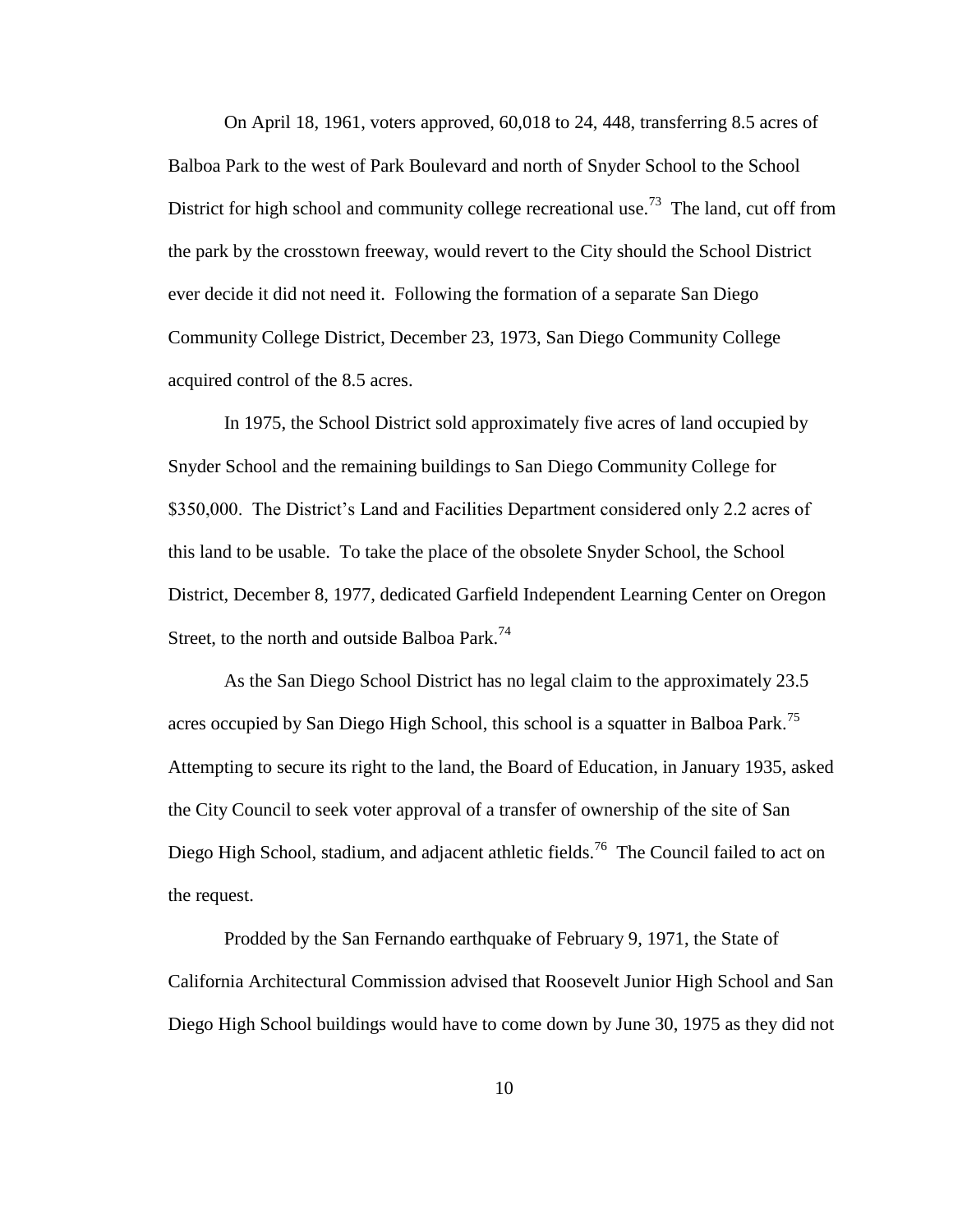On April 18, 1961, voters approved, 60,018 to 24, 448, transferring 8.5 acres of Balboa Park to the west of Park Boulevard and north of Snyder School to the School District for high school and community college recreational use.[73] The land, cut off from the park by the crosstown freeway, would revert to the City should the School District ever decide it did not need it. Following the formation of a separate San Diego Community College District, December 23, 1973, San Diego Community College acquired control of the 8.5 acres.

In 1975, the School District sold approximately five acres of land occupied by Snyder School and the remaining buildings to San Diego Community College for $350,000. The District's Land and Facilities Department considered only 2.2 acres of this land to be usable. To take the place of the obsolete Snyder School, the School District, December 8, 1977, dedicated Garfield Independent Learning Center on Oregon Street, to the north and outside Balboa Park.[74]

As the San Diego School District has no legal claim to the approximately 23.5 acres occupied by San Diego High School, this school is a squatter in Balboa Park.[75] Attempting to secure its right to the land, the Board of Education, in January 1935, asked the City Council to seek voter approval of a transfer of ownership of the site of San Diego High School, stadium, and adjacent athletic fields.[76] The Council failed to act on the request.

Prodded by the San Fernando earthquake of February 9, 1971, the State of California Architectural Commission advised that Roosevelt Junior High School and San Diego High School buildings would have to come down by June 30, 1975 as they did not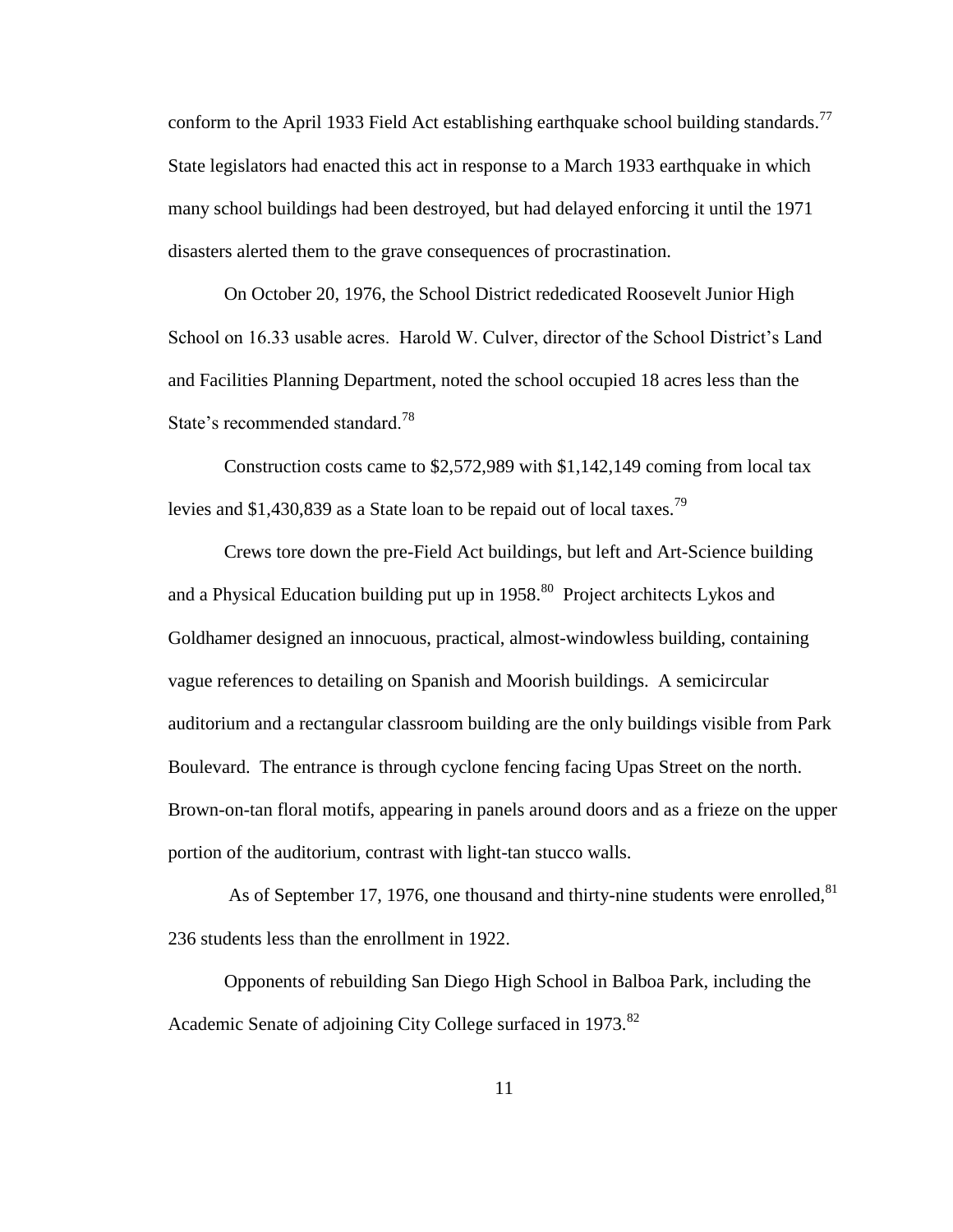conform to the April 1933 Field Act establishing earthquake school building standards.[77] State legislators had enacted this act in response to a March 1933 earthquake in which many school buildings had been destroyed, but had delayed enforcing it until the 1971 disasters alerted them to the grave consequences of procrastination.

On October 20, 1976, the School District rededicated Roosevelt Junior High School on 16.33 usable acres. Harold W. Culver, director of the School District's Land and Facilities Planning Department, noted the school occupied 18 acres less than the State's recommended standard.[78]

Construction costs came to $2,572,989 with $1,142,149 coming from local tax levies and $1,430,839 as a State loan to be repaid out of local taxes.[79]

Crews tore down the pre-Field Act buildings, but left and Art-Science building and a Physical Education building put up in 1958.[80] Project architects Lykos and Goldhamer designed an innocuous, practical, almost-windowless building, containing vague references to detailing on Spanish and Moorish buildings. A semicircular auditorium and a rectangular classroom building are the only buildings visible from Park Boulevard. The entrance is through cyclone fencing facing Upas Street on the north. Brown-on-tan floral motifs, appearing in panels around doors and as a frieze on the upper portion of the auditorium, contrast with light-tan stucco walls.

As of September 17, 1976, one thousand and thirty-nine students were enrolled,[81] 236 students less than the enrollment in 1922.

Opponents of rebuilding San Diego High School in Balboa Park, including the Academic Senate of adjoining City College surfaced in 1973.[82]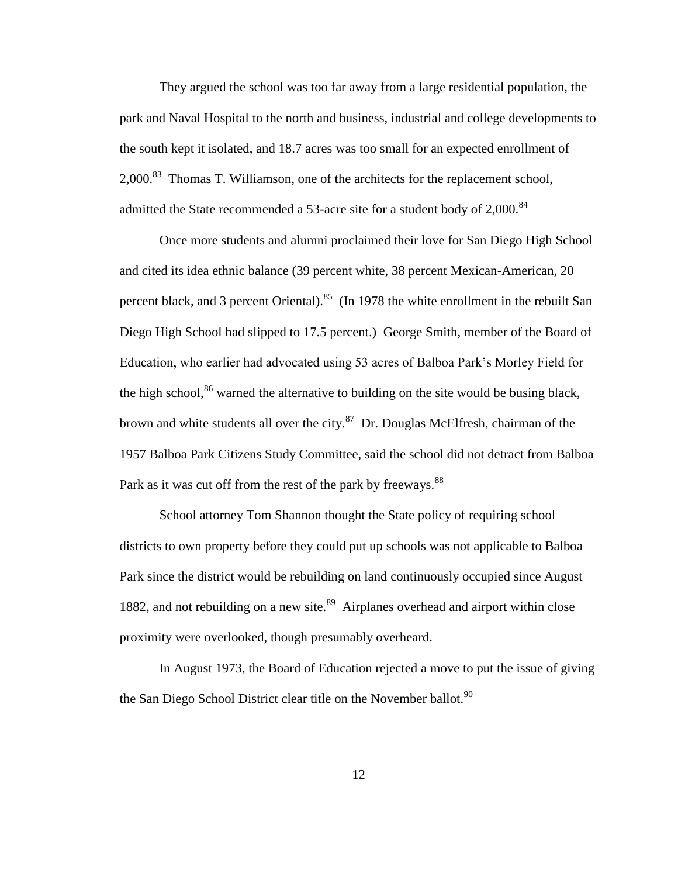They argued the school was too far away from a large residential population, the park and Naval Hospital to the north and business, industrial and college developments to the south kept it isolated, and 18.7 acres was too small for an expected enrollment of 2,000.[83] Thomas T. Williamson, one of the architects for the replacement school, admitted the State recommended a 53-acre site for a student body of 2,000.[84]

Once more students and alumni proclaimed their love for San Diego High School and cited its idea ethnic balance (39 percent white, 38 percent Mexican-American, 20 percent black, and 3 percent Oriental).[85] (In 1978 the white enrollment in the rebuilt San Diego High School had slipped to 17.5 percent.) George Smith, member of the Board of Education, who earlier had advocated using 53 acres of Balboa Park's Morley Field for the high school,[86] warned the alternative to building on the site would be busing black, brown and white students all over the city.[87] Dr. Douglas McElfresh, chairman of the 1957 Balboa Park Citizens Study Committee, said the school did not detract from Balboa Park as it was cut off from the rest of the park by freeways.[88]

School attorney Tom Shannon thought the State policy of requiring school districts to own property before they could put up schools was not applicable to Balboa Park since the district would be rebuilding on land continuously occupied since August 1882, and not rebuilding on a new site.[89] Airplanes overhead and airport within close proximity were overlooked, though presumably overheard.

In August 1973, the Board of Education rejected a move to put the issue of giving the San Diego School District clear title on the November ballot.[90]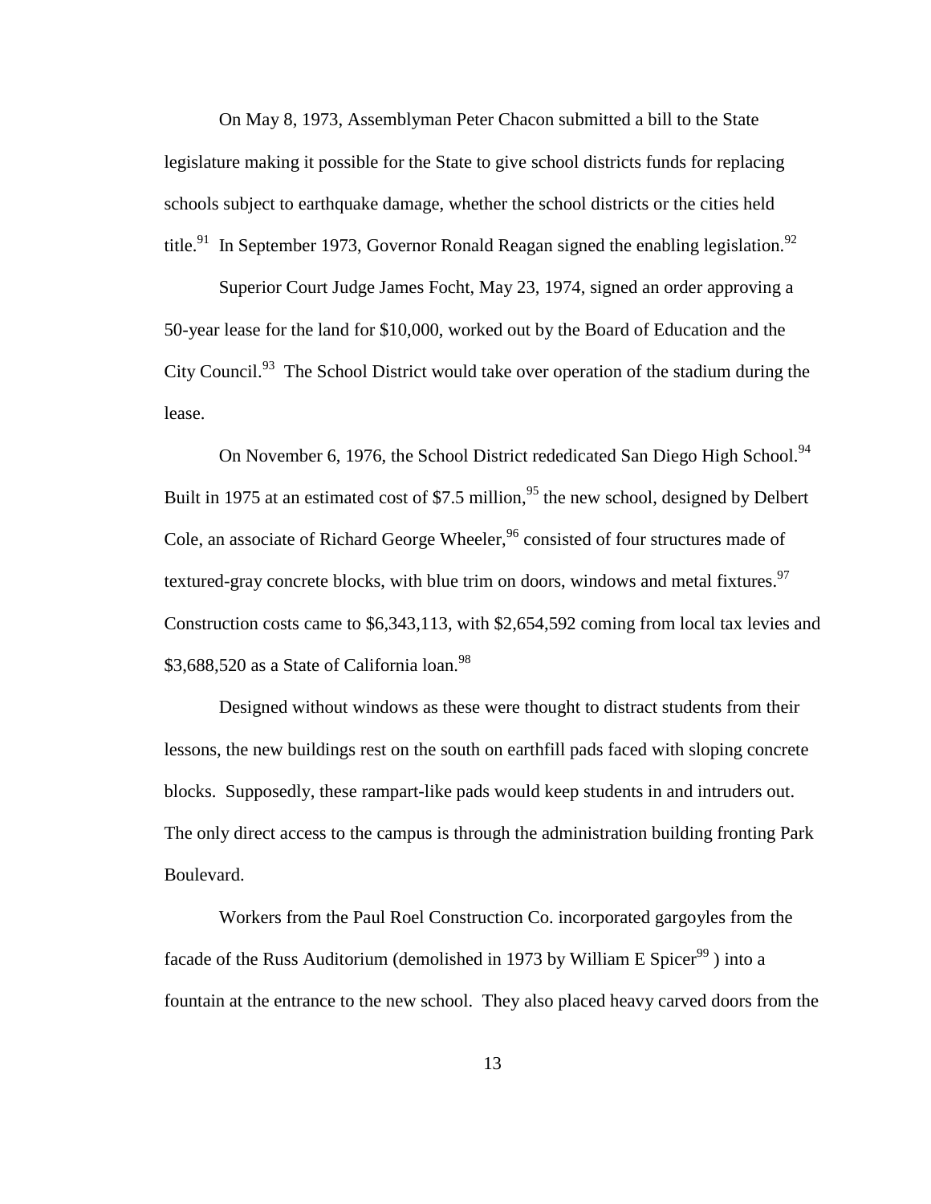On May 8, 1973, Assemblyman Peter Chacon submitted a bill to the State legislature making it possible for the State to give school districts funds for replacing schools subject to earthquake damage, whether the school districts or the cities held title.[91] In September 1973, Governor Ronald Reagan signed the enabling legislation.[92]

Superior Court Judge James Focht, May 23, 1974, signed an order approving a 50-year lease for the land for $10,000, worked out by the Board of Education and the City Council.[93] The School District would take over operation of the stadium during the lease.

On November 6, 1976, the School District rededicated San Diego High School.[94] Built in 1975 at an estimated cost of $7.5 million,[95] the new school, designed by Delbert Cole, an associate of Richard George Wheeler,[96] consisted of four structures made of textured-gray concrete blocks, with blue trim on doors, windows and metal fixtures.[97] Construction costs came to $6,343,113, with $2,654,592 coming from local tax levies and $3,688,520 as a State of California loan.[98]

Designed without windows as these were thought to distract students from their lessons, the new buildings rest on the south on earthfill pads faced with sloping concrete blocks. Supposedly, these rampart-like pads would keep students in and intruders out. The only direct access to the campus is through the administration building fronting Park Boulevard.

Workers from the Paul Roel Construction Co. incorporated gargoyles from the facade of the Russ Auditorium (demolished in 1973 by William E Spicer[99] ) into a fountain at the entrance to the new school. They also placed heavy carved doors from the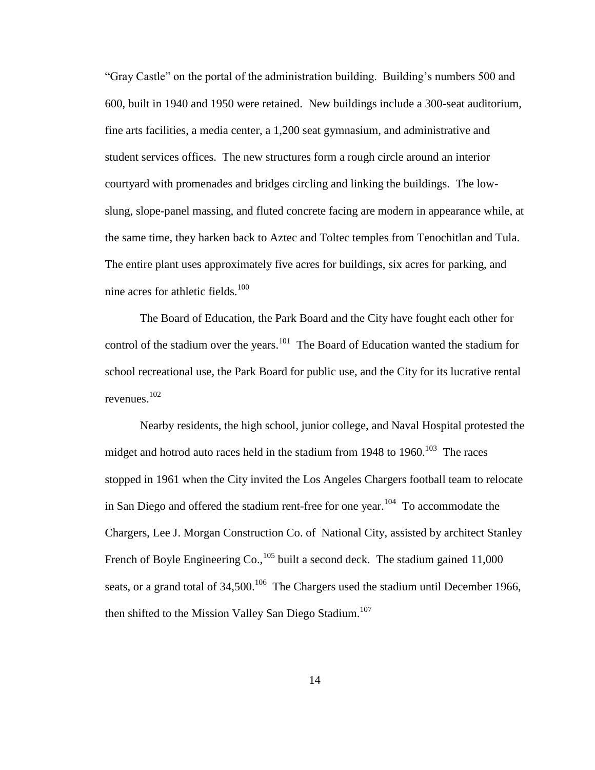"Gray Castle" on the portal of the administration building. Building's numbers 500 and 600, built in 1940 and 1950 were retained. New buildings include a 300-seat auditorium, fine arts facilities, a media center, a 1,200 seat gymnasium, and administrative and student services offices. The new structures form a rough circle around an interior courtyard with promenades and bridges circling and linking the buildings. The low-slung, slope-panel massing, and fluted concrete facing are modern in appearance while, at the same time, they harken back to Aztec and Toltec temples from Tenochitlan and Tula. The entire plant uses approximately five acres for buildings, six acres for parking, and nine acres for athletic fields.[100]

The Board of Education, the Park Board and the City have fought each other for control of the stadium over the years.[101] The Board of Education wanted the stadium for school recreational use, the Park Board for public use, and the City for its lucrative rental revenues.[102]

Nearby residents, the high school, junior college, and Naval Hospital protested the midget and hotrod auto races held in the stadium from 1948 to 1960.[103] The races stopped in 1961 when the City invited the Los Angeles Chargers football team to relocate in San Diego and offered the stadium rent-free for one year.[104] To accommodate the Chargers, Lee J. Morgan Construction Co. of National City, assisted by architect Stanley French of Boyle Engineering Co.,[105] built a second deck. The stadium gained 11,000 seats, or a grand total of 34,500.[106] The Chargers used the stadium until December 1966, then shifted to the Mission Valley San Diego Stadium.[107]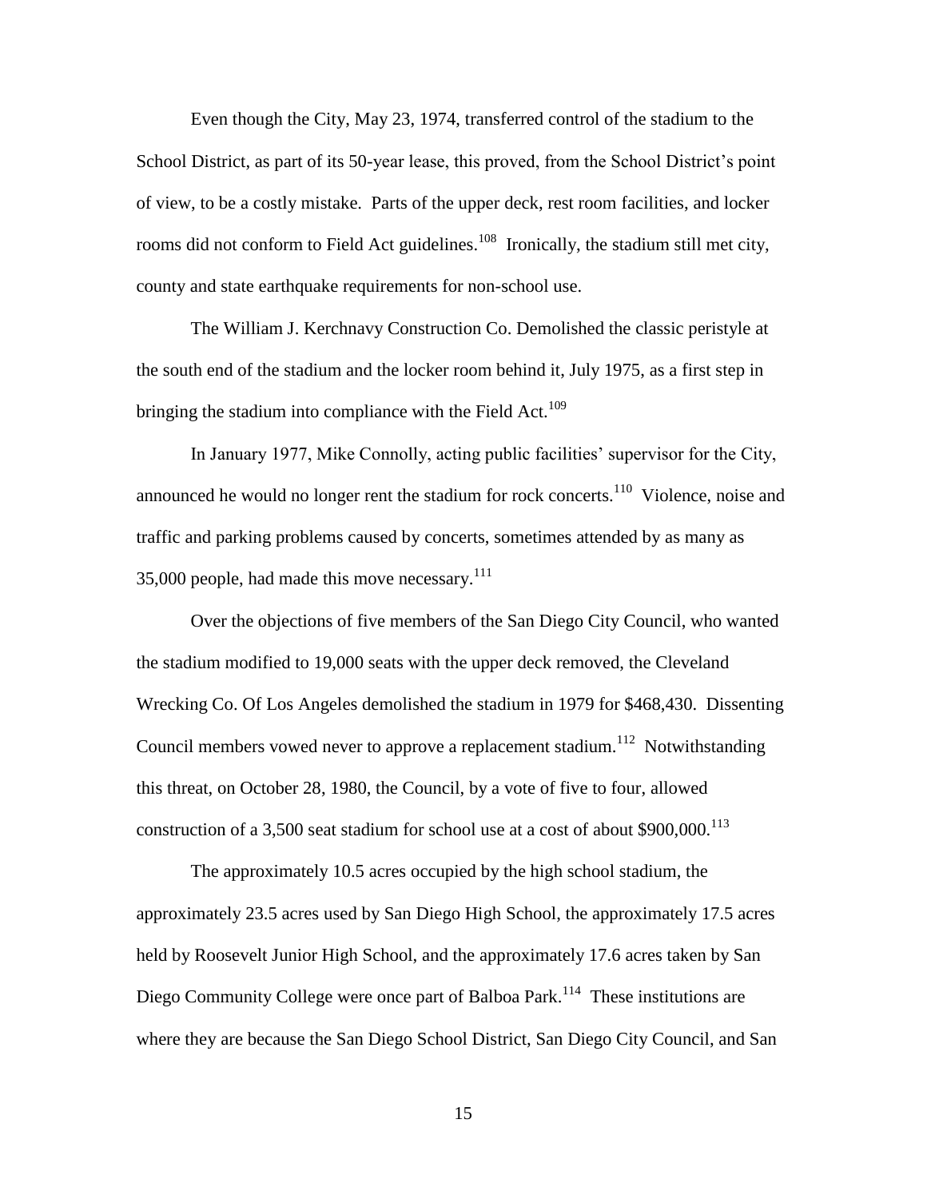Even though the City, May 23, 1974, transferred control of the stadium to the School District, as part of its 50-year lease, this proved, from the School District's point of view, to be a costly mistake. Parts of the upper deck, rest room facilities, and locker rooms did not conform to Field Act guidelines.[108] Ironically, the stadium still met city, county and state earthquake requirements for non-school use.

The William J. Kerchnavy Construction Co. Demolished the classic peristyle at the south end of the stadium and the locker room behind it, July 1975, as a first step in bringing the stadium into compliance with the Field Act.[109]

In January 1977, Mike Connolly, acting public facilities' supervisor for the City, announced he would no longer rent the stadium for rock concerts.[110] Violence, noise and traffic and parking problems caused by concerts, sometimes attended by as many as 35,000 people, had made this move necessary.[111]

Over the objections of five members of the San Diego City Council, who wanted the stadium modified to 19,000 seats with the upper deck removed, the Cleveland Wrecking Co. Of Los Angeles demolished the stadium in 1979 for $468,430. Dissenting Council members vowed never to approve a replacement stadium.[112] Notwithstanding this threat, on October 28, 1980, the Council, by a vote of five to four, allowed construction of a 3,500 seat stadium for school use at a cost of about $900,000.[113]

The approximately 10.5 acres occupied by the high school stadium, the approximately 23.5 acres used by San Diego High School, the approximately 17.5 acres held by Roosevelt Junior High School, and the approximately 17.6 acres taken by San Diego Community College were once part of Balboa Park.[114] These institutions are where they are because the San Diego School District, San Diego City Council, and San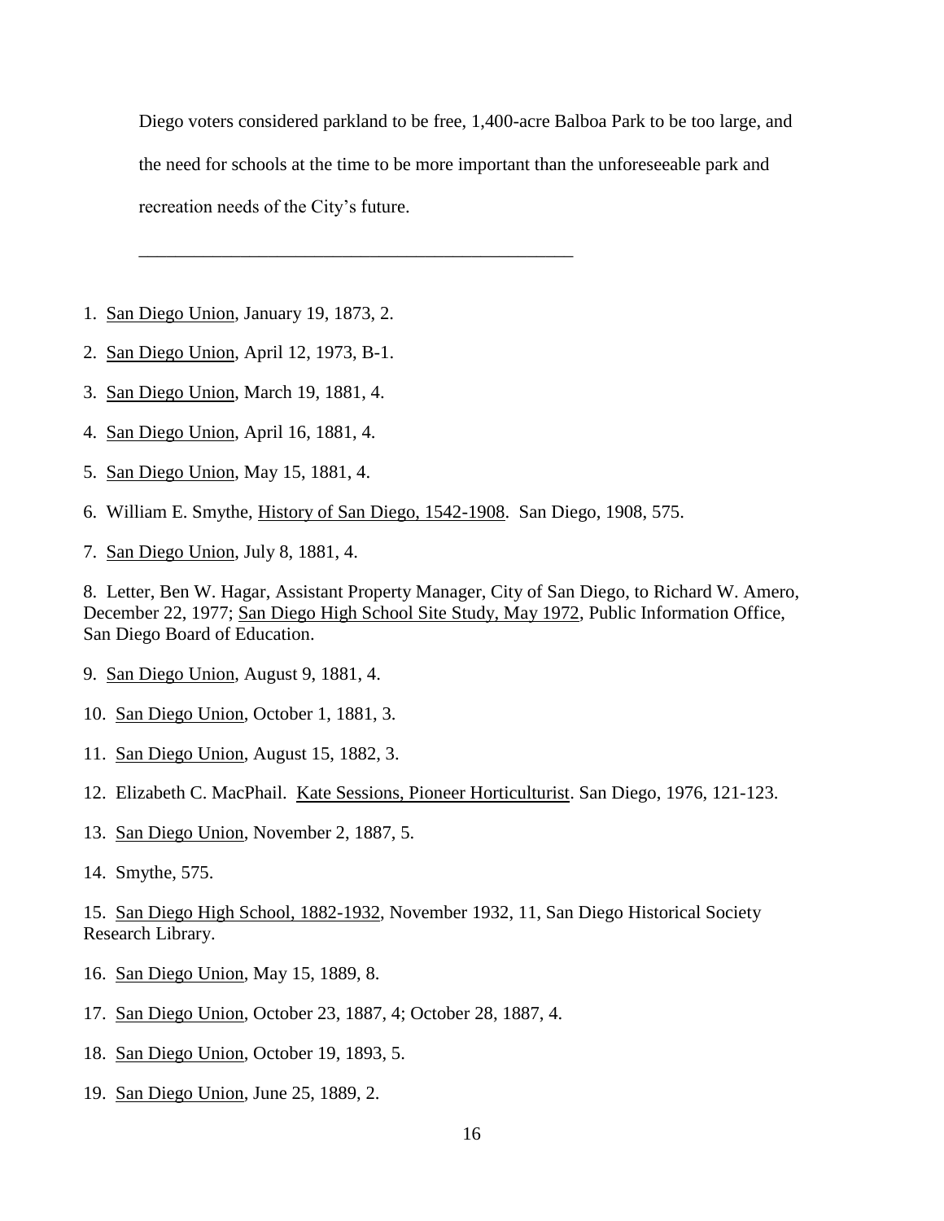Diego voters considered parkland to be free, 1,400-acre Balboa Park to be too large, and the need for schools at the time to be more important than the unforeseeable park and recreation needs of the City's future.

---

1. San Diego Union, January 19, 1873, 2.

2. San Diego Union, April 12, 1973, B-1.

3. San Diego Union, March 19, 1881, 4.

4. San Diego Union, April 16, 1881, 4.

5. San Diego Union, May 15, 1881, 4.

6. William E. Smythe, History of San Diego, 1542-1908. San Diego, 1908, 575.

7. San Diego Union, July 8, 1881, 4.

8. Letter, Ben W. Hagar, Assistant Property Manager, City of San Diego, to Richard W. Amero, December 22, 1977; San Diego High School Site Study, May 1972, Public Information Office, San Diego Board of Education.

9. San Diego Union, August 9, 1881, 4.

10. San Diego Union, October 1, 1881, 3.

11. San Diego Union, August 15, 1882, 3.

12. Elizabeth C. MacPhail. Kate Sessions, Pioneer Horticulturist. San Diego, 1976, 121-123.

13. San Diego Union, November 2, 1887, 5.

14. Smythe, 575.

15. San Diego High School, 1882-1932, November 1932, 11, San Diego Historical Society Research Library.

16. San Diego Union, May 15, 1889, 8.

17. San Diego Union, October 23, 1887, 4; October 28, 1887, 4.

18. San Diego Union, October 19, 1893, 5.

19. San Diego Union, June 25, 1889, 2.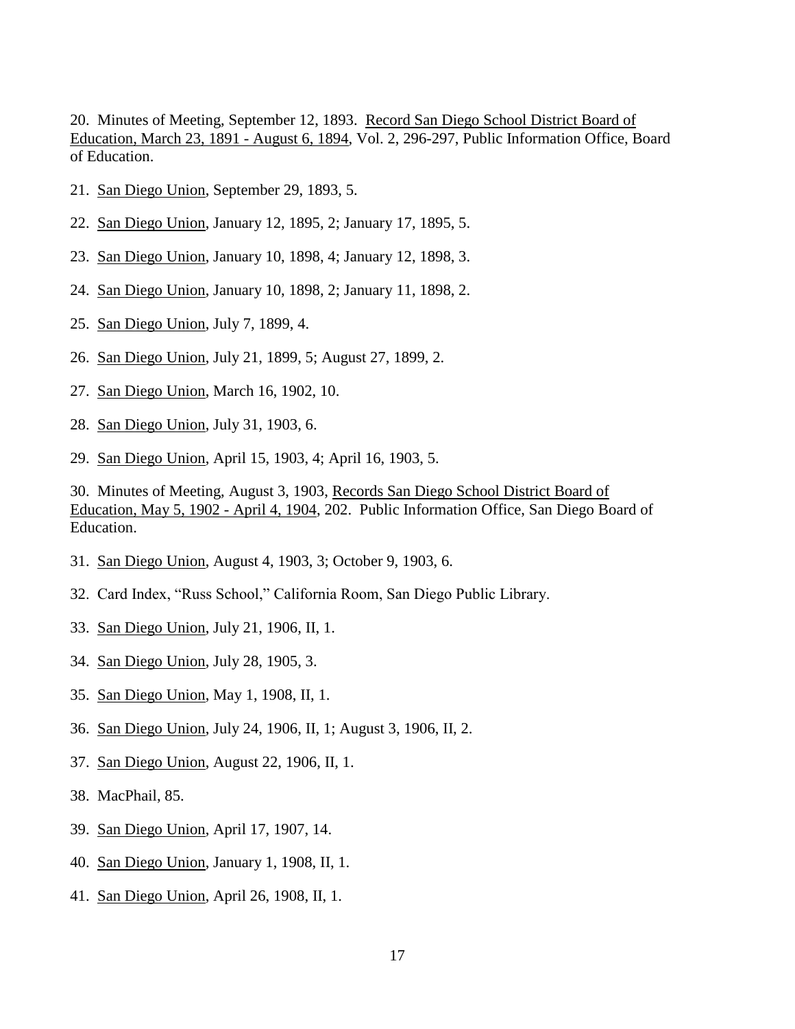20. Minutes of Meeting, September 12, 1893. Record San Diego School District Board of Education, March 23, 1891 - August 6, 1894, Vol. 2, 296-297, Public Information Office, Board of Education.

21. San Diego Union, September 29, 1893, 5.

22. San Diego Union, January 12, 1895, 2; January 17, 1895, 5.

23. San Diego Union, January 10, 1898, 4; January 12, 1898, 3.

24. San Diego Union, January 10, 1898, 2; January 11, 1898, 2.

25. San Diego Union, July 7, 1899, 4.

26. San Diego Union, July 21, 1899, 5; August 27, 1899, 2.

27. San Diego Union, March 16, 1902, 10.

28. San Diego Union, July 31, 1903, 6.

29. San Diego Union, April 15, 1903, 4; April 16, 1903, 5.

30. Minutes of Meeting, August 3, 1903, Records San Diego School District Board of Education, May 5, 1902 - April 4, 1904, 202. Public Information Office, San Diego Board of Education.

31. San Diego Union, August 4, 1903, 3; October 9, 1903, 6.

32. Card Index, "Russ School," California Room, San Diego Public Library.

33. San Diego Union, July 21, 1906, II, 1.

34. San Diego Union, July 28, 1905, 3.

35. San Diego Union, May 1, 1908, II, 1.

36. San Diego Union, July 24, 1906, II, 1; August 3, 1906, II, 2.

37. San Diego Union, August 22, 1906, II, 1.

38. MacPhail, 85.

39. San Diego Union, April 17, 1907, 14.

40. San Diego Union, January 1, 1908, II, 1.

41. San Diego Union, April 26, 1908, II, 1.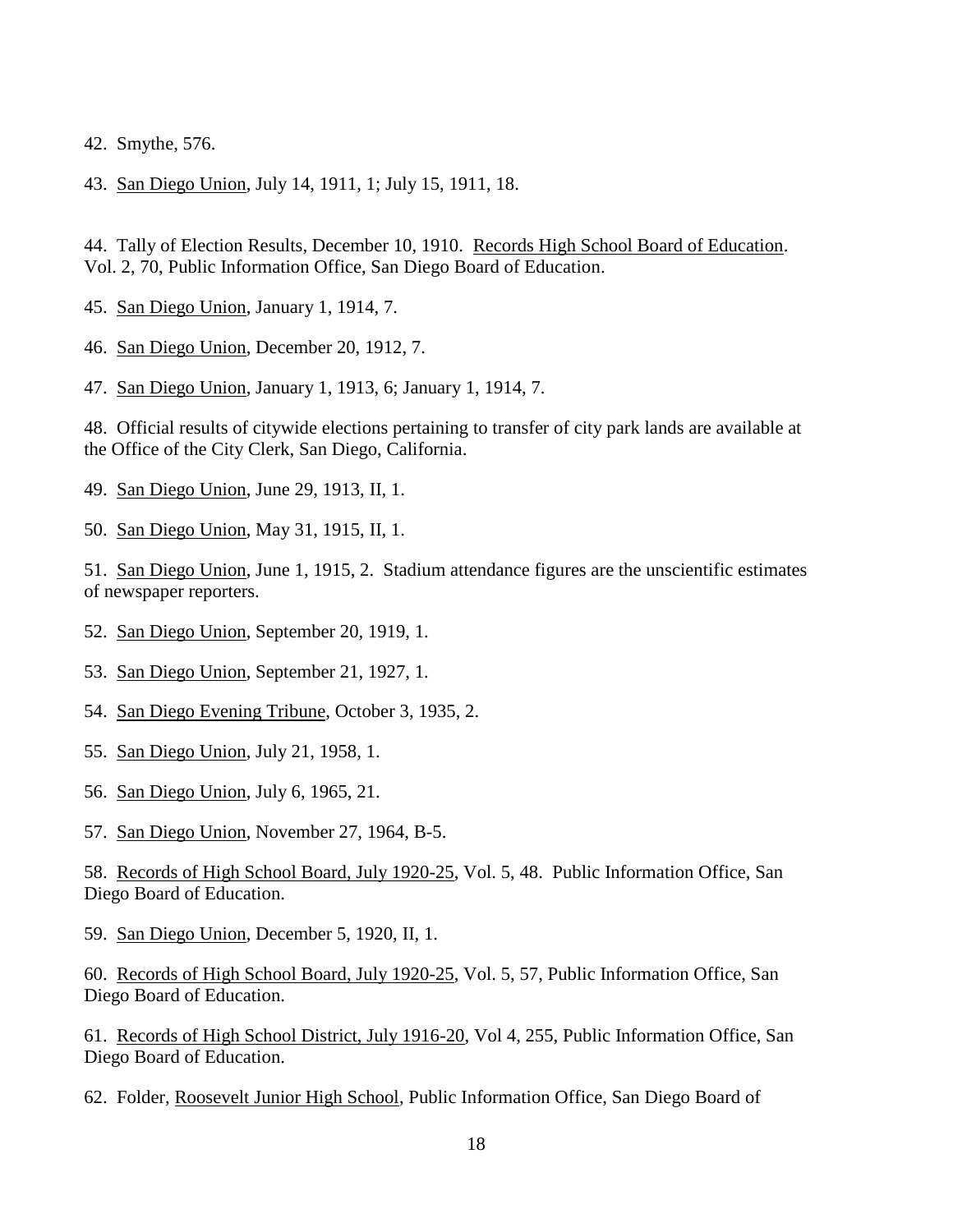42. Smythe, 576.

43. San Diego Union, July 14, 1911, 1; July 15, 1911, 18.

44. Tally of Election Results, December 10, 1910. Records High School Board of Education. Vol. 2, 70, Public Information Office, San Diego Board of Education.

45. San Diego Union, January 1, 1914, 7.

46. San Diego Union, December 20, 1912, 7.

47. San Diego Union, January 1, 1913, 6; January 1, 1914, 7.

48. Official results of citywide elections pertaining to transfer of city park lands are available at the Office of the City Clerk, San Diego, California.

49. San Diego Union, June 29, 1913, II, 1.

50. San Diego Union, May 31, 1915, II, 1.

51. San Diego Union, June 1, 1915, 2. Stadium attendance figures are the unscientific estimates of newspaper reporters.

52. San Diego Union, September 20, 1919, 1.

53. San Diego Union, September 21, 1927, 1.

54. San Diego Evening Tribune, October 3, 1935, 2.

55. San Diego Union, July 21, 1958, 1.

56. San Diego Union, July 6, 1965, 21.

57. San Diego Union, November 27, 1964, B-5.

58. Records of High School Board, July 1920-25, Vol. 5, 48. Public Information Office, San Diego Board of Education.

59. San Diego Union, December 5, 1920, II, 1.

60. Records of High School Board, July 1920-25, Vol. 5, 57, Public Information Office, San Diego Board of Education.

61. Records of High School District, July 1916-20, Vol 4, 255, Public Information Office, San Diego Board of Education.

62. Folder, Roosevelt Junior High School, Public Information Office, San Diego Board of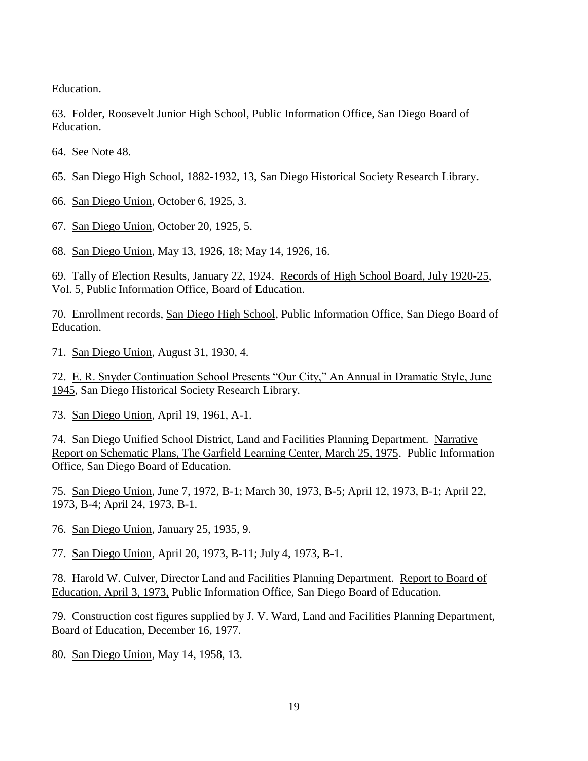Education.

63. Folder, Roosevelt Junior High School, Public Information Office, San Diego Board of Education.

64. See Note 48.

65. San Diego High School, 1882-1932, 13, San Diego Historical Society Research Library.

66. San Diego Union, October 6, 1925, 3.

67. San Diego Union, October 20, 1925, 5.

68. San Diego Union, May 13, 1926, 18; May 14, 1926, 16.

69. Tally of Election Results, January 22, 1924. Records of High School Board, July 1920-25, Vol. 5, Public Information Office, Board of Education.

70. Enrollment records, San Diego High School, Public Information Office, San Diego Board of Education.

71. San Diego Union, August 31, 1930, 4.

72. E. R. Snyder Continuation School Presents "Our City," An Annual in Dramatic Style, June 1945, San Diego Historical Society Research Library.

73. San Diego Union, April 19, 1961, A-1.

74. San Diego Unified School District, Land and Facilities Planning Department. Narrative Report on Schematic Plans, The Garfield Learning Center, March 25, 1975. Public Information Office, San Diego Board of Education.

75. San Diego Union, June 7, 1972, B-1; March 30, 1973, B-5; April 12, 1973, B-1; April 22, 1973, B-4; April 24, 1973, B-1.

76. San Diego Union, January 25, 1935, 9.

77. San Diego Union, April 20, 1973, B-11; July 4, 1973, B-1.

78. Harold W. Culver, Director Land and Facilities Planning Department. Report to Board of Education, April 3, 1973, Public Information Office, San Diego Board of Education.

79. Construction cost figures supplied by J. V. Ward, Land and Facilities Planning Department, Board of Education, December 16, 1977.

80. San Diego Union, May 14, 1958, 13.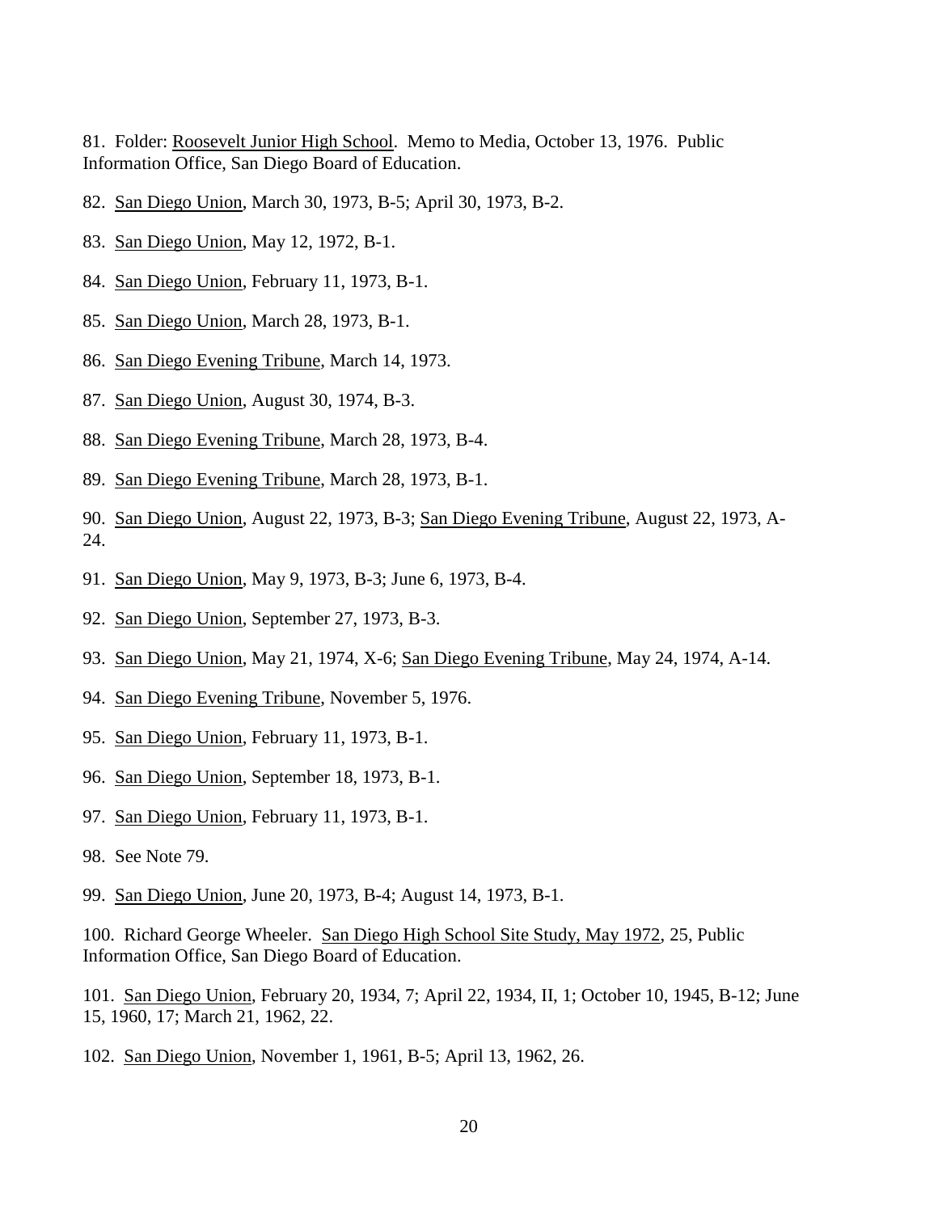81. Folder: Roosevelt Junior High School. Memo to Media, October 13, 1976. Public Information Office, San Diego Board of Education.

82. San Diego Union, March 30, 1973, B-5; April 30, 1973, B-2.

83. San Diego Union, May 12, 1972, B-1.

84. San Diego Union, February 11, 1973, B-1.

85. San Diego Union, March 28, 1973, B-1.

86. San Diego Evening Tribune, March 14, 1973.

87. San Diego Union, August 30, 1974, B-3.

88. San Diego Evening Tribune, March 28, 1973, B-4.

89. San Diego Evening Tribune, March 28, 1973, B-1.

90. San Diego Union, August 22, 1973, B-3; San Diego Evening Tribune, August 22, 1973, A-24.

91. San Diego Union, May 9, 1973, B-3; June 6, 1973, B-4.

92. San Diego Union, September 27, 1973, B-3.

93. San Diego Union, May 21, 1974, X-6; San Diego Evening Tribune, May 24, 1974, A-14.

94. San Diego Evening Tribune, November 5, 1976.

95. San Diego Union, February 11, 1973, B-1.

96. San Diego Union, September 18, 1973, B-1.

97. San Diego Union, February 11, 1973, B-1.

98. See Note 79.

99. San Diego Union, June 20, 1973, B-4; August 14, 1973, B-1.

100. Richard George Wheeler. San Diego High School Site Study, May 1972, 25, Public Information Office, San Diego Board of Education.

101. San Diego Union, February 20, 1934, 7; April 22, 1934, II, 1; October 10, 1945, B-12; June 15, 1960, 17; March 21, 1962, 22.

102. San Diego Union, November 1, 1961, B-5; April 13, 1962, 26.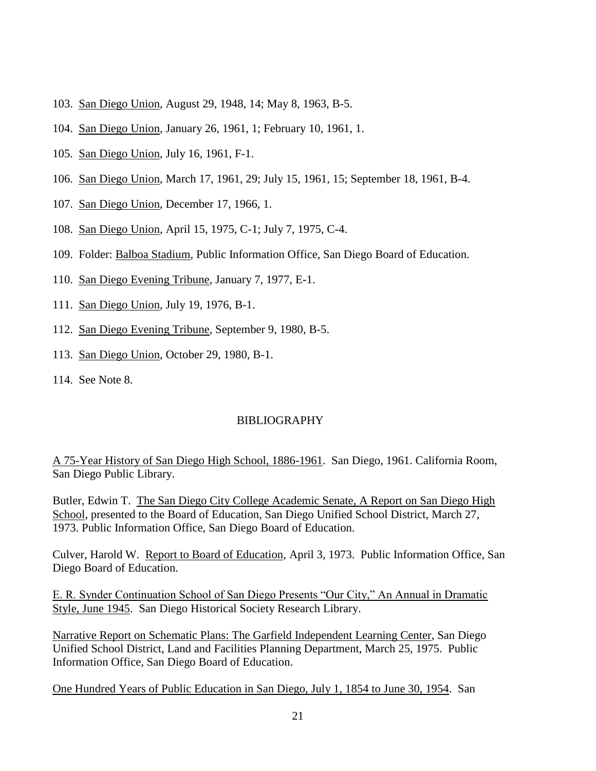103. San Diego Union, August 29, 1948, 14; May 8, 1963, B-5.

104. San Diego Union, January 26, 1961, 1; February 10, 1961, 1.

105. San Diego Union, July 16, 1961, F-1.

106. San Diego Union, March 17, 1961, 29; July 15, 1961, 15; September 18, 1961, B-4.

107. San Diego Union, December 17, 1966, 1.

108. San Diego Union, April 15, 1975, C-1; July 7, 1975, C-4.

109. Folder: Balboa Stadium, Public Information Office, San Diego Board of Education.

110. San Diego Evening Tribune, January 7, 1977, E-1.

111. San Diego Union, July 19, 1976, B-1.

112. San Diego Evening Tribune, September 9, 1980, B-5.

113. San Diego Union, October 29, 1980, B-1.

114. See Note 8.

## BIBLIOGRAPHY

A 75-Year History of San Diego High School, 1886-1961. San Diego, 1961. California Room, San Diego Public Library.

Butler, Edwin T. The San Diego City College Academic Senate, A Report on San Diego High School, presented to the Board of Education, San Diego Unified School District, March 27, 1973. Public Information Office, San Diego Board of Education.

Culver, Harold W. Report to Board of Education, April 3, 1973. Public Information Office, San Diego Board of Education.

E. R. Synder Continuation School of San Diego Presents "Our City," An Annual in Dramatic Style, June 1945. San Diego Historical Society Research Library.

Narrative Report on Schematic Plans: The Garfield Independent Learning Center, San Diego Unified School District, Land and Facilities Planning Department, March 25, 1975. Public Information Office, San Diego Board of Education.

One Hundred Years of Public Education in San Diego, July 1, 1854 to June 30, 1954. San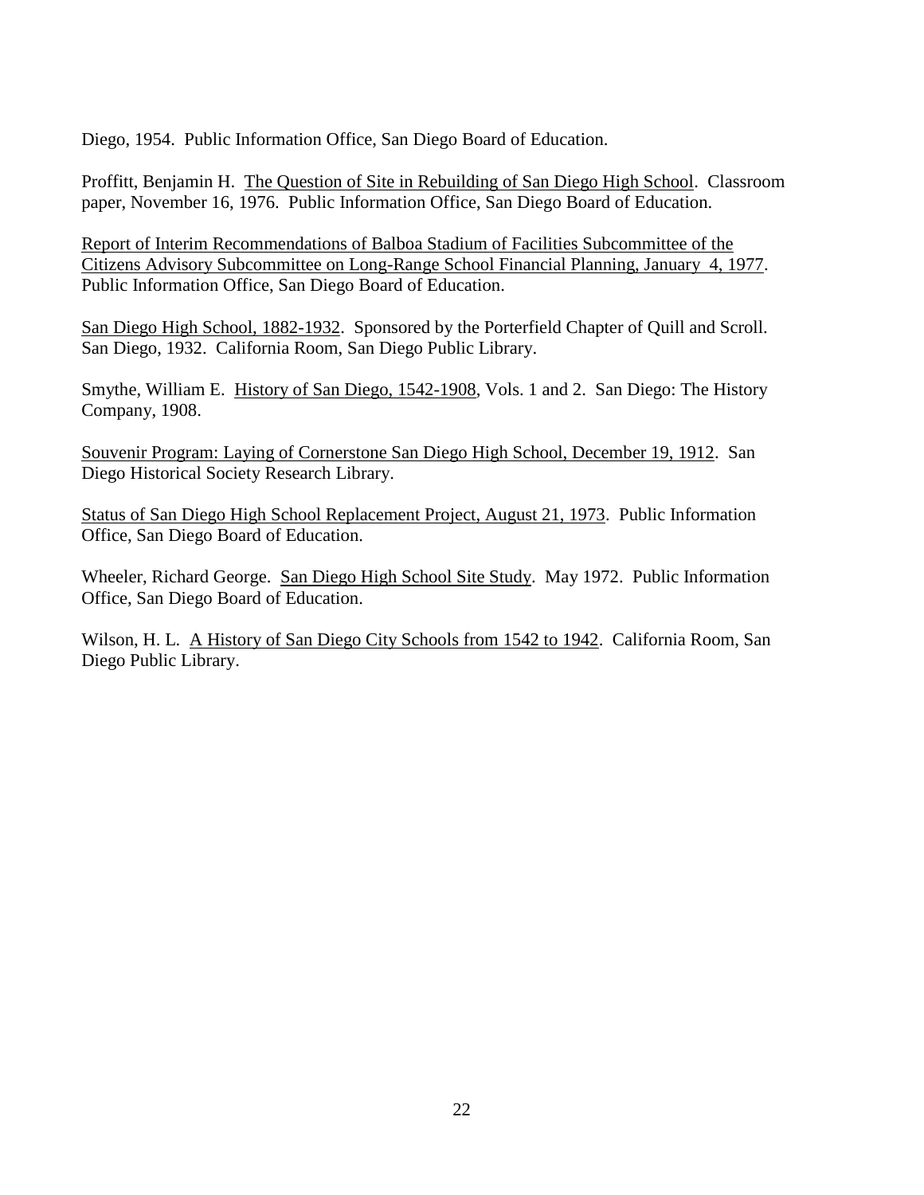Diego, 1954. Public Information Office, San Diego Board of Education.

Proffitt, Benjamin H. The Question of Site in Rebuilding of San Diego High School. Classroom paper, November 16, 1976. Public Information Office, San Diego Board of Education.

Report of Interim Recommendations of Balboa Stadium of Facilities Subcommittee of the Citizens Advisory Subcommittee on Long-Range School Financial Planning, January 4, 1977. Public Information Office, San Diego Board of Education.

San Diego High School, 1882-1932. Sponsored by the Porterfield Chapter of Quill and Scroll. San Diego, 1932. California Room, San Diego Public Library.

Smythe, William E. History of San Diego, 1542-1908, Vols. 1 and 2. San Diego: The History Company, 1908.

Souvenir Program: Laying of Cornerstone San Diego High School, December 19, 1912. San Diego Historical Society Research Library.

Status of San Diego High School Replacement Project, August 21, 1973. Public Information Office, San Diego Board of Education.

Wheeler, Richard George. San Diego High School Site Study. May 1972. Public Information Office, San Diego Board of Education.

Wilson, H. L. A History of San Diego City Schools from 1542 to 1942. California Room, San Diego Public Library.